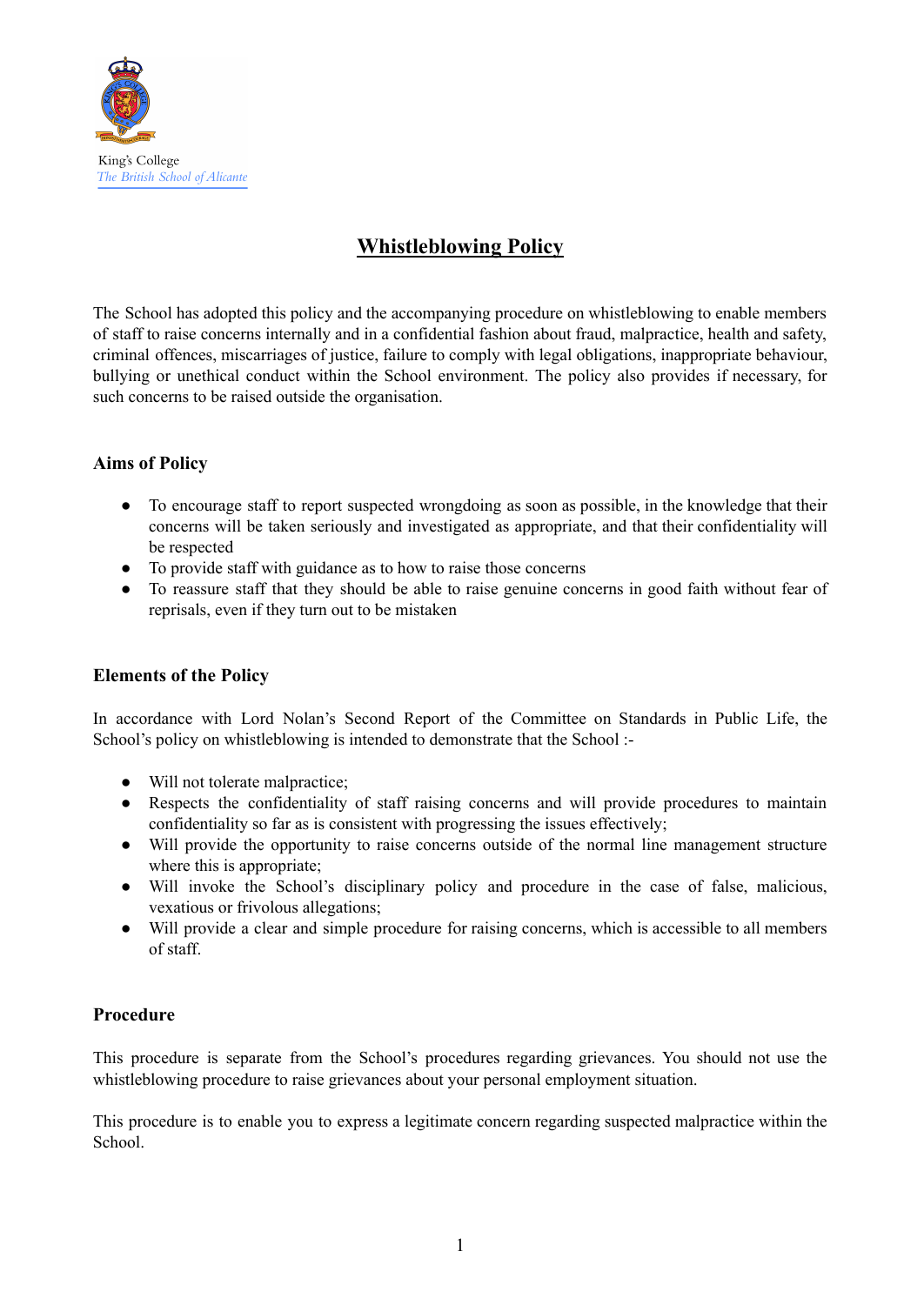King's College
*The British School of Alicante*

# Whistleblowing Policy

The School has adopted this policy and the accompanying procedure on whistleblowing to enable members of staff to raise concerns internally and in a confidential fashion about fraud, malpractice, health and safety, criminal offences, miscarriages of justice, failure to comply with legal obligations, inappropriate behaviour, bullying or unethical conduct within the School environment. The policy also provides if necessary, for such concerns to be raised outside the organisation.

## Aims of Policy

- To encourage staff to report suspected wrongdoing as soon as possible, in the knowledge that their concerns will be taken seriously and investigated as appropriate, and that their confidentiality will be respected
- To provide staff with guidance as to how to raise those concerns
- To reassure staff that they should be able to raise genuine concerns in good faith without fear of reprisals, even if they turn out to be mistaken

## Elements of the Policy

In accordance with Lord Nolan's Second Report of the Committee on Standards in Public Life, the School's policy on whistleblowing is intended to demonstrate that the School :-

- Will not tolerate malpractice;
- Respects the confidentiality of staff raising concerns and will provide procedures to maintain confidentiality so far as is consistent with progressing the issues effectively;
- Will provide the opportunity to raise concerns outside of the normal line management structure where this is appropriate;
- Will invoke the School's disciplinary policy and procedure in the case of false, malicious, vexatious or frivolous allegations;
- Will provide a clear and simple procedure for raising concerns, which is accessible to all members of staff.

## Procedure

This procedure is separate from the School's procedures regarding grievances. You should not use the whistleblowing procedure to raise grievances about your personal employment situation.

This procedure is to enable you to express a legitimate concern regarding suspected malpractice within the School.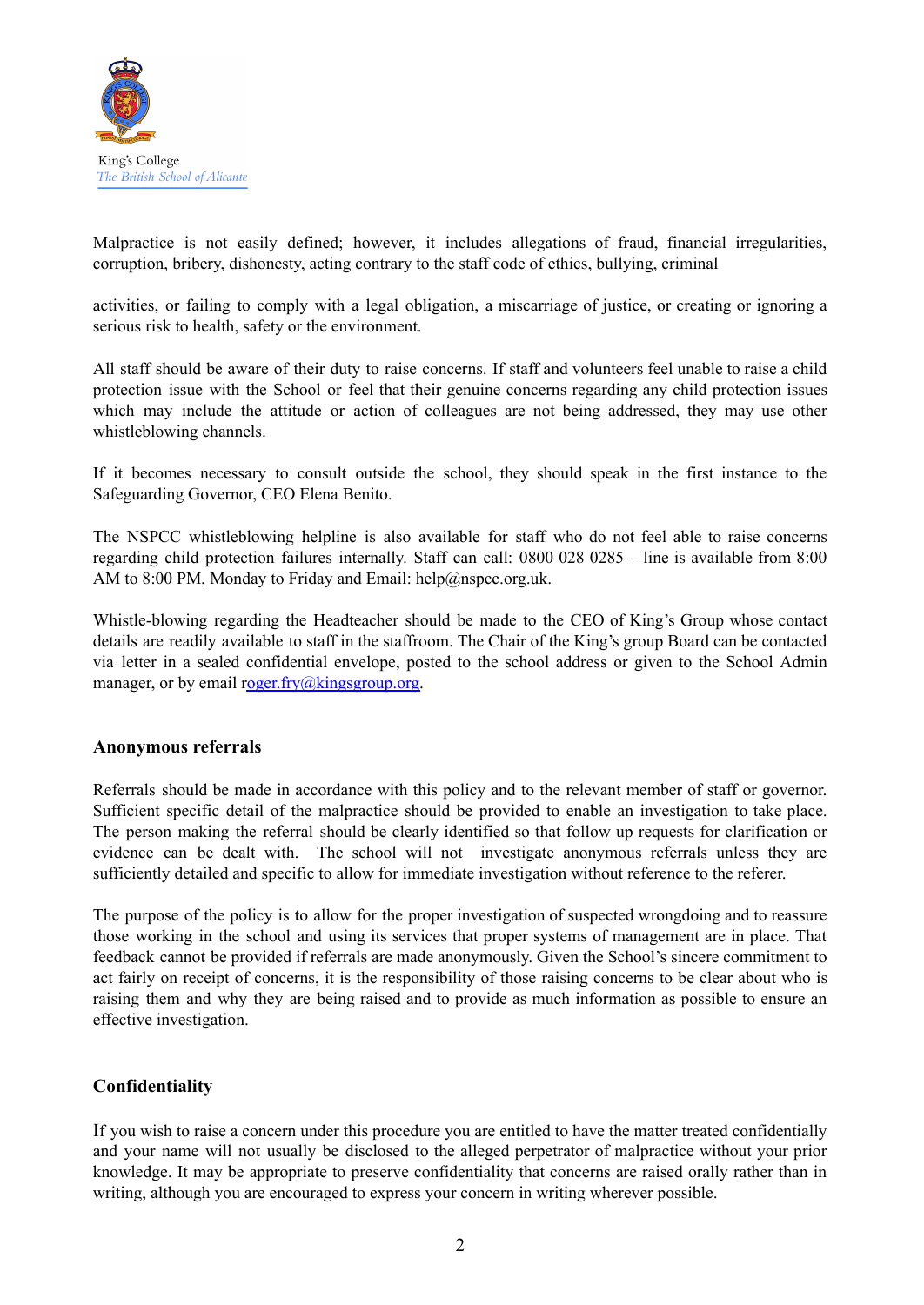Malpractice is not easily defined; however, it includes allegations of fraud, financial irregularities, corruption, bribery, dishonesty, acting contrary to the staff code of ethics, bullying, criminal

activities, or failing to comply with a legal obligation, a miscarriage of justice, or creating or ignoring a serious risk to health, safety or the environment.

All staff should be aware of their duty to raise concerns. If staff and volunteers feel unable to raise a child protection issue with the School or feel that their genuine concerns regarding any child protection issues which may include the attitude or action of colleagues are not being addressed, they may use other whistleblowing channels.

If it becomes necessary to consult outside the school, they should speak in the first instance to the Safeguarding Governor, CEO Elena Benito.

The NSPCC whistleblowing helpline is also available for staff who do not feel able to raise concerns regarding child protection failures internally. Staff can call: 0800 028 0285 – line is available from 8:00 AM to 8:00 PM, Monday to Friday and Email: help@nspcc.org.uk.

Whistle-blowing regarding the Headteacher should be made to the CEO of King's Group whose contact details are readily available to staff in the staffroom. The Chair of the King's group Board can be contacted via letter in a sealed confidential envelope, posted to the school address or given to the School Admin manager, or by email roger.fry@kingsgroup.org.

## Anonymous referrals

Referrals should be made in accordance with this policy and to the relevant member of staff or governor. Sufficient specific detail of the malpractice should be provided to enable an investigation to take place. The person making the referral should be clearly identified so that follow up requests for clarification or evidence can be dealt with. The school will not investigate anonymous referrals unless they are sufficiently detailed and specific to allow for immediate investigation without reference to the referer.

The purpose of the policy is to allow for the proper investigation of suspected wrongdoing and to reassure those working in the school and using its services that proper systems of management are in place. That feedback cannot be provided if referrals are made anonymously. Given the School's sincere commitment to act fairly on receipt of concerns, it is the responsibility of those raising concerns to be clear about who is raising them and why they are being raised and to provide as much information as possible to ensure an effective investigation.

## Confidentiality

If you wish to raise a concern under this procedure you are entitled to have the matter treated confidentially and your name will not usually be disclosed to the alleged perpetrator of malpractice without your prior knowledge. It may be appropriate to preserve confidentiality that concerns are raised orally rather than in writing, although you are encouraged to express your concern in writing wherever possible.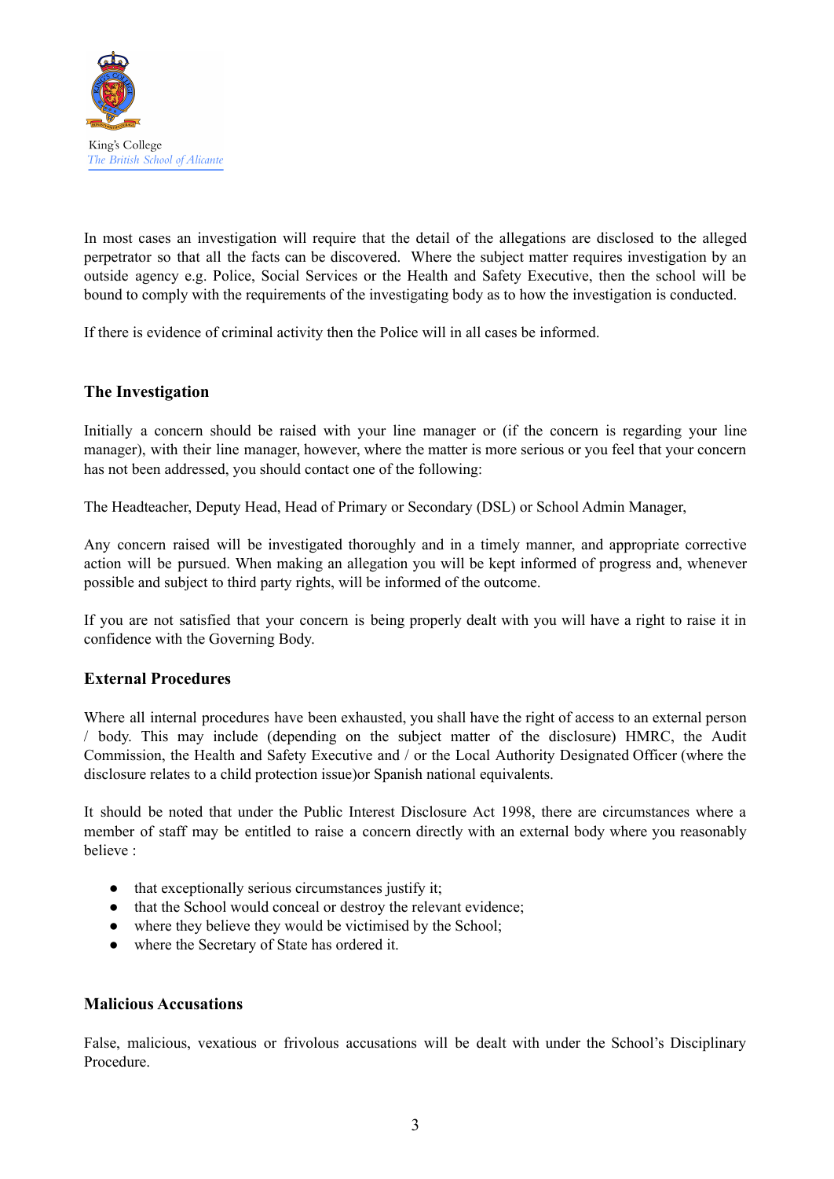In most cases an investigation will require that the detail of the allegations are disclosed to the alleged perpetrator so that all the facts can be discovered. Where the subject matter requires investigation by an outside agency e.g. Police, Social Services or the Health and Safety Executive, then the school will be bound to comply with the requirements of the investigating body as to how the investigation is conducted.

If there is evidence of criminal activity then the Police will in all cases be informed.

### The Investigation

Initially a concern should be raised with your line manager or (if the concern is regarding your line manager), with their line manager, however, where the matter is more serious or you feel that your concern has not been addressed, you should contact one of the following:

The Headteacher, Deputy Head, Head of Primary or Secondary (DSL) or School Admin Manager,

Any concern raised will be investigated thoroughly and in a timely manner, and appropriate corrective action will be pursued. When making an allegation you will be kept informed of progress and, whenever possible and subject to third party rights, will be informed of the outcome.

If you are not satisfied that your concern is being properly dealt with you will have a right to raise it in confidence with the Governing Body.

### External Procedures

Where all internal procedures have been exhausted, you shall have the right of access to an external person / body. This may include (depending on the subject matter of the disclosure) HMRC, the Audit Commission, the Health and Safety Executive and / or the Local Authority Designated Officer (where the disclosure relates to a child protection issue)or Spanish national equivalents.

It should be noted that under the Public Interest Disclosure Act 1998, there are circumstances where a member of staff may be entitled to raise a concern directly with an external body where you reasonably believe :

- that exceptionally serious circumstances justify it;
- that the School would conceal or destroy the relevant evidence;
- where they believe they would be victimised by the School;
- where the Secretary of State has ordered it.

### Malicious Accusations

False, malicious, vexatious or frivolous accusations will be dealt with under the School's Disciplinary Procedure.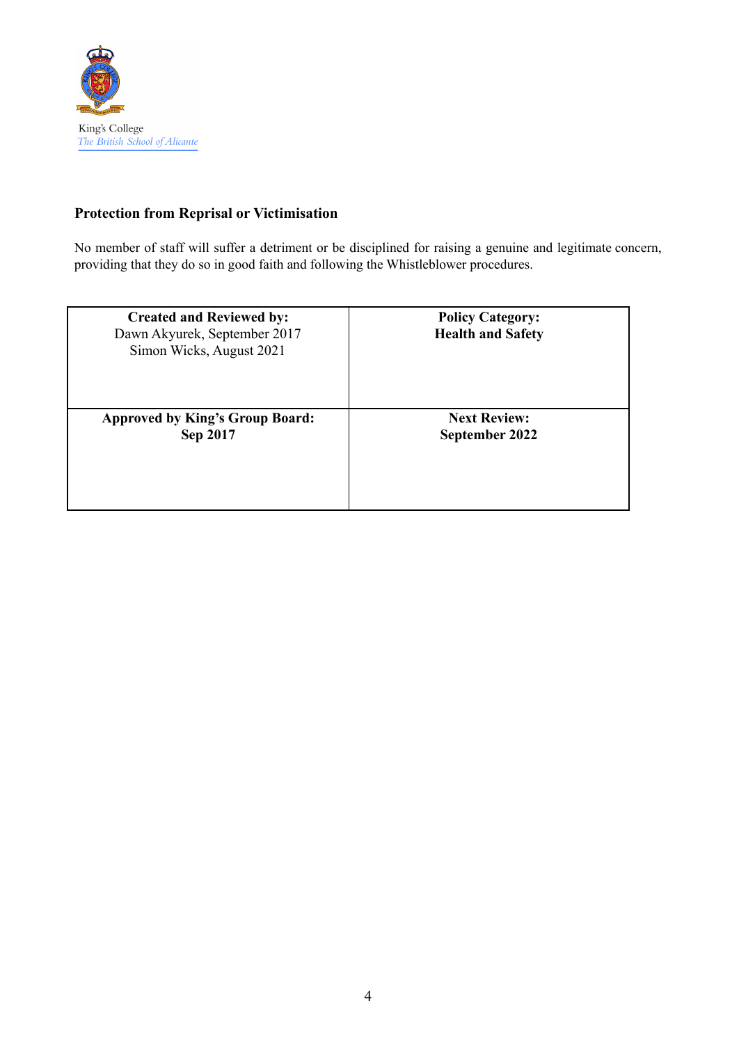King's College
*The British School of Alicante*

### Protection from Reprisal or Victimisation

No member of staff will suffer a detriment or be disciplined for raising a genuine and legitimate concern, providing that they do so in good faith and following the Whistleblower procedures.

| | |
|---|---|
| **Created and Reviewed by:**<br>Dawn Akyurek, September 2017<br>Simon Wicks, August 2021 | **Policy Category:**<br>**Health and Safety** |
| **Approved by King's Group Board:**<br>**Sep 2017** | **Next Review:**<br>**September 2022** |